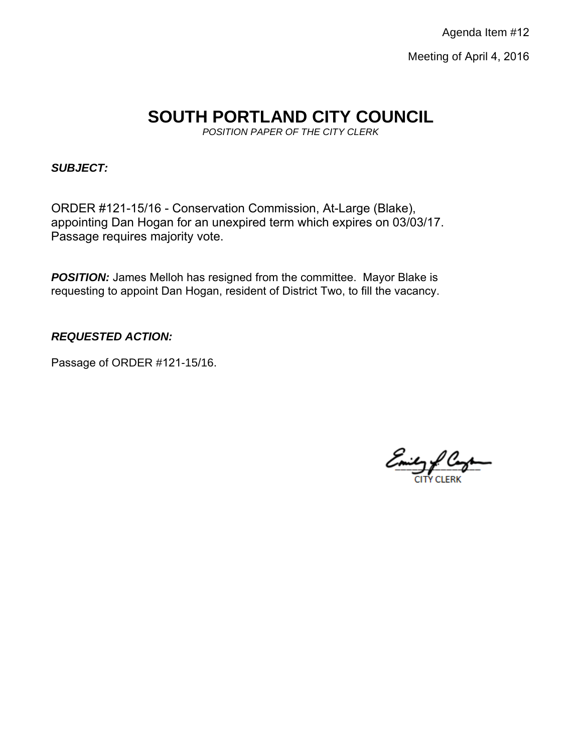Agenda Item #12

Meeting of April 4, 2016

# SOUTH PORTLAND CITY COUNCIL

*POSITION PAPER OF THE CITY CLERK*

***SUBJECT:***

ORDER #121-15/16 - Conservation Commission, At-Large (Blake), appointing Dan Hogan for an unexpired term which expires on 03/03/17. Passage requires majority vote.

***POSITION:*** James Melloh has resigned from the committee. Mayor Blake is requesting to appoint Dan Hogan, resident of District Two, to fill the vacancy.

***REQUESTED ACTION:***

Passage of ORDER #121-15/16.

CITY CLERK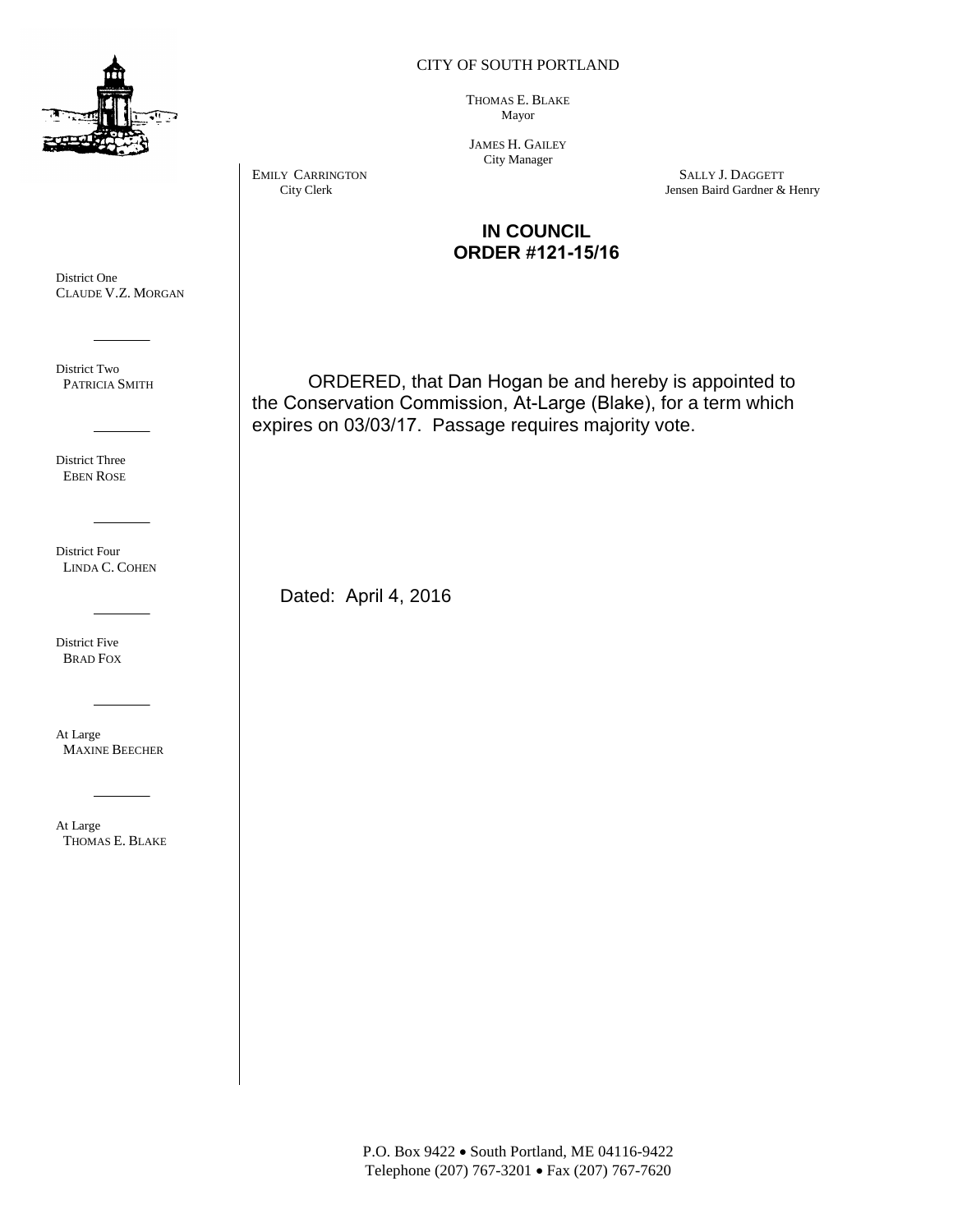CITY OF SOUTH PORTLAND

THOMAS E. BLAKE
Mayor

JAMES H. GAILEY
City Manager

EMILY CARRINGTON
City Clerk

SALLY J. DAGGETT
Jensen Baird Gardner & Henry

District One
CLAUDE V.Z. MORGAN

District Two
PATRICIA SMITH

District Three
EBEN ROSE

District Four
LINDA C. COHEN

District Five
BRAD FOX

At Large
MAXINE BEECHER

At Large
THOMAS E. BLAKE

**IN COUNCIL**
**ORDER #121-15/16**

ORDERED, that Dan Hogan be and hereby is appointed to the Conservation Commission, At-Large (Blake), for a term which expires on 03/03/17. Passage requires majority vote.

Dated: April 4, 2016

P.O. Box 9422 • South Portland, ME 04116-9422
Telephone (207) 767-3201 • Fax (207) 767-7620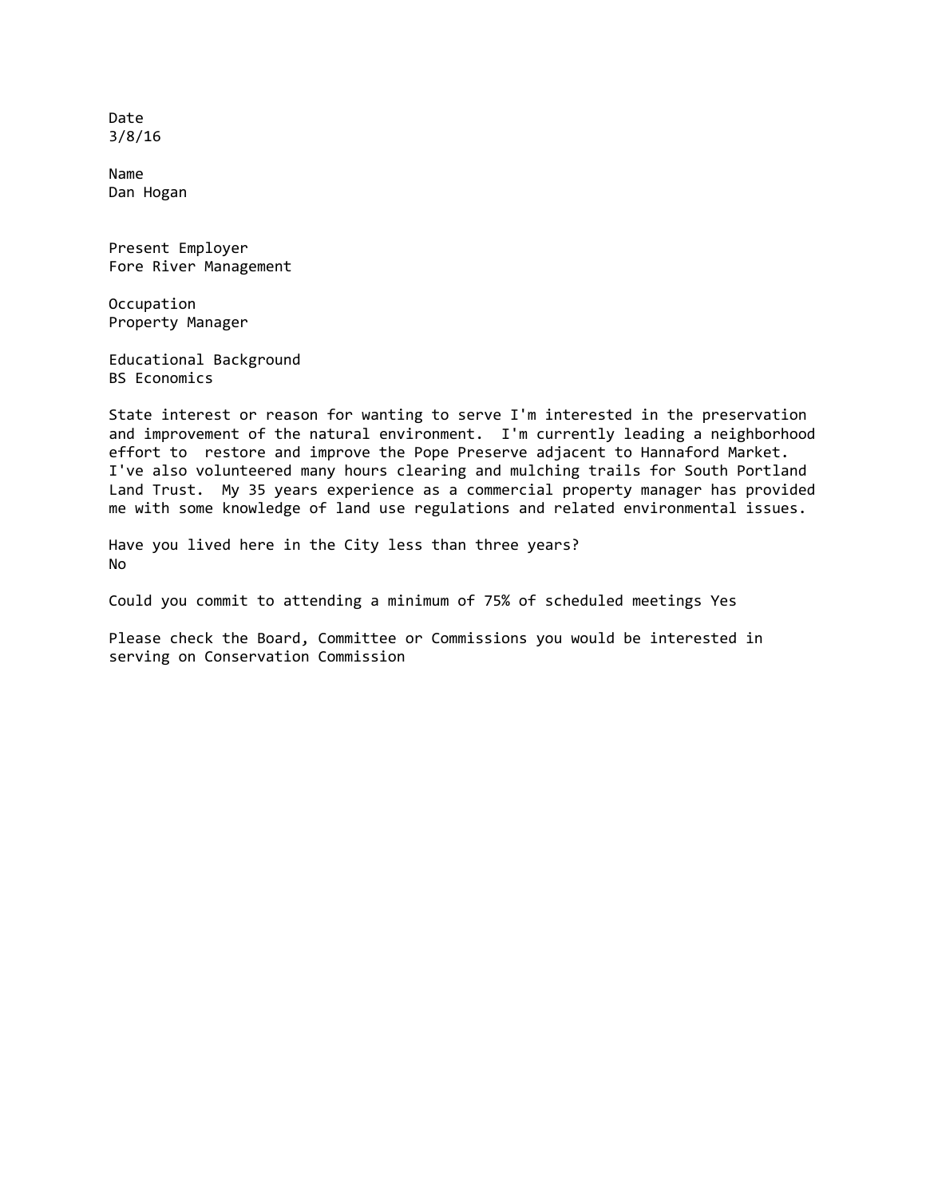Date
3/8/16

Name
Dan Hogan

Present Employer
Fore River Management

Occupation
Property Manager

Educational Background
BS Economics

State interest or reason for wanting to serve I'm interested in the preservation and improvement of the natural environment. I'm currently leading a neighborhood effort to restore and improve the Pope Preserve adjacent to Hannaford Market. I've also volunteered many hours clearing and mulching trails for South Portland Land Trust. My 35 years experience as a commercial property manager has provided me with some knowledge of land use regulations and related environmental issues.

Have you lived here in the City less than three years?
No

Could you commit to attending a minimum of 75% of scheduled meetings Yes

Please check the Board, Committee or Commissions you would be interested in serving on Conservation Commission